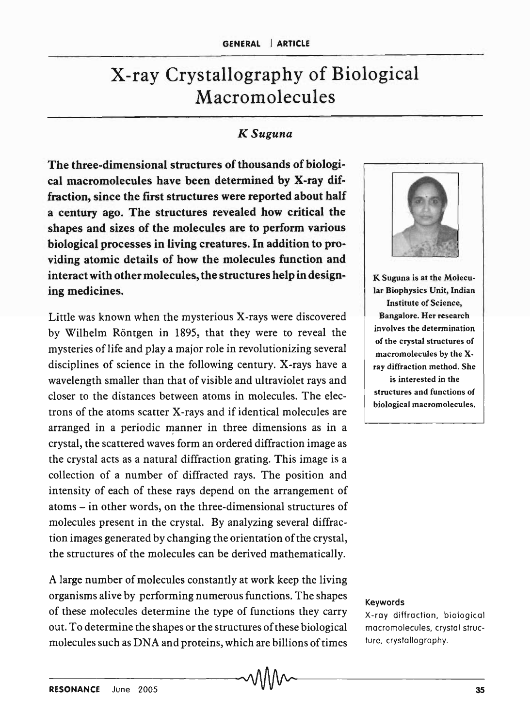# X-ray Crystallography of Biological Macromolecules

*K Suguna*

**The three-dimensional structures of thousands of biological macromolecules have been determined by X-ray diffraction, since the first structures were reported about half a century ago. The structures revealed how critical the shapes and sizes of the molecules are to perform various biological processes in living creatures. In addition to providing atomic details of how the molecules function and interact with other molecules, the structures help in designing medicines.**

Little was known when the mysterious X-rays were discovered by Wilhelm Röntgen in 1895, that they were to reveal the mysteries of life and play a major role in revolutionizing several disciplines of science in the following century. X-rays have a wavelength smaller than that of visible and ultraviolet rays and closer to the distances between atoms in molecules. The electrons of the atoms scatter X-rays and if identical molecules are arranged in a periodic manner in three dimensions as in a crystal, the scattered waves form an ordered diffraction image as the crystal acts as a natural diffraction grating. This image is a collection of a number of diffracted rays. The position and intensity of each of these rays depend on the arrangement of atoms – in other words, on the three-dimensional structures of molecules present in the crystal. By analyzing several diffraction images generated by changing the orientation of the crystal, the structures of the molecules can be derived mathematically.

A large number of molecules constantly at work keep the living organisms alive by performing numerous functions. The shapes of these molecules determine the type of functions they carry out. To determine the shapes or the structures of these biological molecules such as DNA and proteins, which are billions of times

**K Suguna is at the Molecular Biophysics Unit, Indian Institute of Science, Bangalore. Her research involves the determination of the crystal structures of macromolecules by the X-ray diffraction method. She is interested in the structures and functions of biological macromolecules.**

**Keywords**

X-ray diffraction, biological macromolecules, crystal structure, crystallography.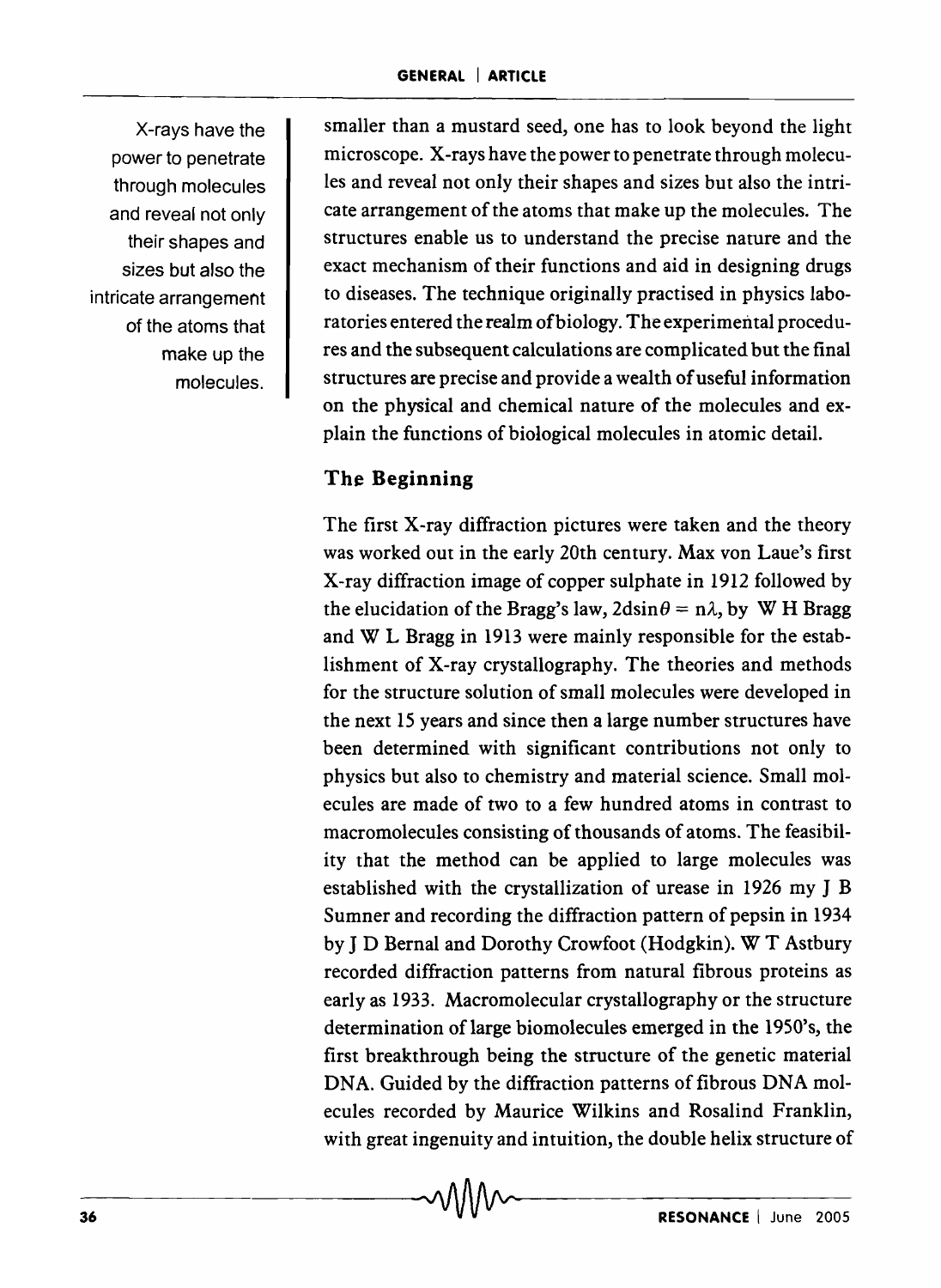smaller than a mustard seed, one has to look beyond the light microscope. X-rays have the power to penetrate through molecules and reveal not only their shapes and sizes but also the intricate arrangement of the atoms that make up the molecules. The structures enable us to understand the precise nature and the exact mechanism of their functions and aid in designing drugs to diseases. The technique originally practised in physics laboratories entered the realm of biology. The experimental procedures and the subsequent calculations are complicated but the final structures are precise and provide a wealth of useful information on the physical and chemical nature of the molecules and explain the functions of biological molecules in atomic detail.

X-rays have the power to penetrate through molecules and reveal not only their shapes and sizes but also the intricate arrangement of the atoms that make up the molecules.

## The Beginning

The first X-ray diffraction pictures were taken and the theory was worked out in the early 20th century. Max von Laue's first X-ray diffraction image of copper sulphate in 1912 followed by the elucidation of the Bragg's law, $2d\sin\theta = n\lambda$, by W H Bragg and W L Bragg in 1913 were mainly responsible for the establishment of X-ray crystallography. The theories and methods for the structure solution of small molecules were developed in the next 15 years and since then a large number structures have been determined with significant contributions not only to physics but also to chemistry and material science. Small molecules are made of two to a few hundred atoms in contrast to macromolecules consisting of thousands of atoms. The feasibility that the method can be applied to large molecules was established with the crystallization of urease in 1926 my J B Sumner and recording the diffraction pattern of pepsin in 1934 by J D Bernal and Dorothy Crowfoot (Hodgkin). W T Astbury recorded diffraction patterns from natural fibrous proteins as early as 1933. Macromolecular crystallography or the structure determination of large biomolecules emerged in the 1950's, the first breakthrough being the structure of the genetic material DNA. Guided by the diffraction patterns of fibrous DNA molecules recorded by Maurice Wilkins and Rosalind Franklin, with great ingenuity and intuition, the double helix structure of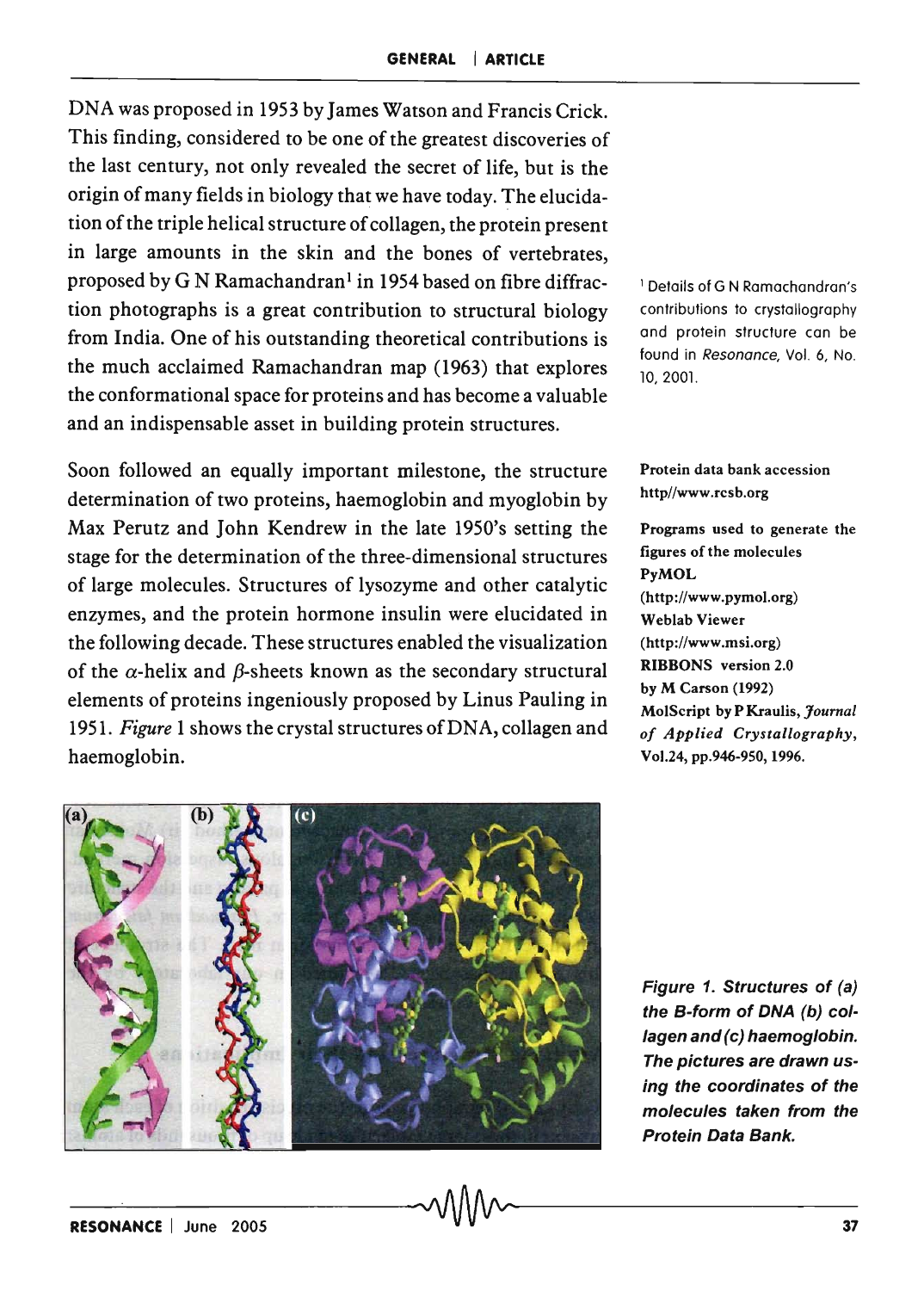DNA was proposed in 1953 by James Watson and Francis Crick. This finding, considered to be one of the greatest discoveries of the last century, not only revealed the secret of life, but is the origin of many fields in biology that we have today. The elucidation of the triple helical structure of collagen, the protein present in large amounts in the skin and the bones of vertebrates, proposed by G N Ramachandran[1] in 1954 based on fibre diffraction photographs is a great contribution to structural biology from India. One of his outstanding theoretical contributions is the much acclaimed Ramachandran map (1963) that explores the conformational space for proteins and has become a valuable and an indispensable asset in building protein structures.

[1] Details of G N Ramachandran's contributions to crystallography and protein structure can be found in *Resonance*, Vol. 6, No. 10, 2001.

Soon followed an equally important milestone, the structure determination of two proteins, haemoglobin and myoglobin by Max Perutz and John Kendrew in the late 1950's setting the stage for the determination of the three-dimensional structures of large molecules. Structures of lysozyme and other catalytic enzymes, and the protein hormone insulin were elucidated in the following decade. These structures enabled the visualization of the $\alpha$-helix and $\beta$-sheets known as the secondary structural elements of proteins ingeniously proposed by Linus Pauling in 1951. *Figure* 1 shows the crystal structures of DNA, collagen and haemoglobin.

**Protein data bank accession**
**http//www.rcsb.org**

**Programs used to generate the figures of the molecules**
**PyMOL**
**(http://www.pymol.org)**
**Weblab Viewer**
**(http://www.msi.org)**
**RIBBONS version 2.0**
**by M Carson (1992)**
**MolScript by P Kraulis, *Journal of Applied Crystallography*, Vol.24, pp.946-950, 1996.**

*Figure 1. Structures of (a) the B-form of DNA (b) collagen and (c) haemoglobin. The pictures are drawn using the coordinates of the molecules taken from the Protein Data Bank.*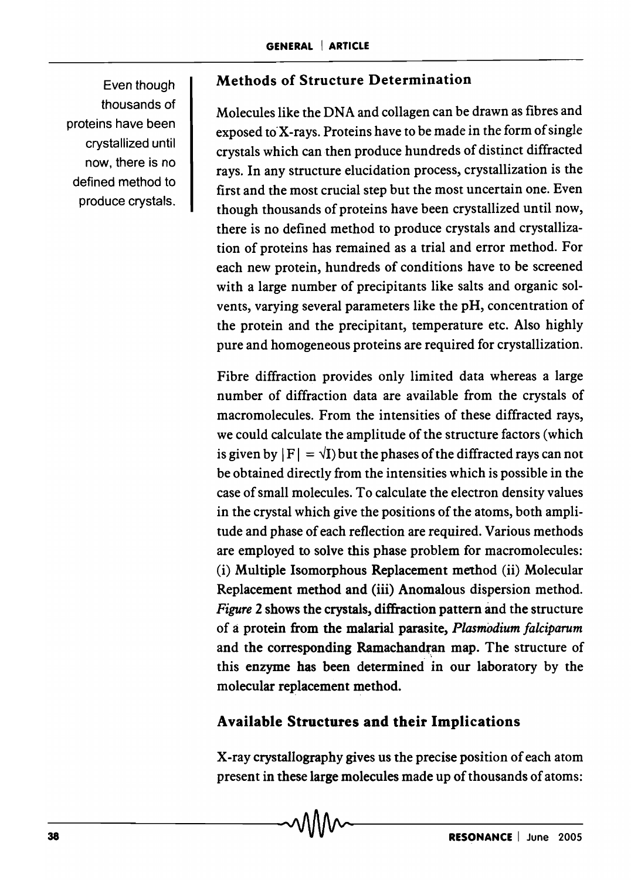## Methods of Structure Determination

Even though thousands of proteins have been crystallized until now, there is no defined method to produce crystals.

Molecules like the DNA and collagen can be drawn as fibres and exposed to X-rays. Proteins have to be made in the form of single crystals which can then produce hundreds of distinct diffracted rays. In any structure elucidation process, crystallization is the first and the most crucial step but the most uncertain one. Even though thousands of proteins have been crystallized until now, there is no defined method to produce crystals and crystallization of proteins has remained as a trial and error method. For each new protein, hundreds of conditions have to be screened with a large number of precipitants like salts and organic solvents, varying several parameters like the pH, concentration of the protein and the precipitant, temperature etc. Also highly pure and homogeneous proteins are required for crystallization.

Fibre diffraction provides only limited data whereas a large number of diffraction data are available from the crystals of macromolecules. From the intensities of these diffracted rays, we could calculate the amplitude of the structure factors (which is given by $|F| = \sqrt{I}$) but the phases of the diffracted rays can not be obtained directly from the intensities which is possible in the case of small molecules. To calculate the electron density values in the crystal which give the positions of the atoms, both amplitude and phase of each reflection are required. Various methods are employed to solve this phase problem for macromolecules: (i) Multiple Isomorphous Replacement method (ii) Molecular Replacement method and (iii) Anomalous dispersion method. *Figure* 2 shows the crystals, diffraction pattern and the structure of a protein from the malarial parasite, *Plasmodium falciparum* and the corresponding Ramachandran map. The structure of this enzyme has been determined in our laboratory by the molecular replacement method.

## Available Structures and their Implications

X-ray crystallography gives us the precise position of each atom present in these large molecules made up of thousands of atoms: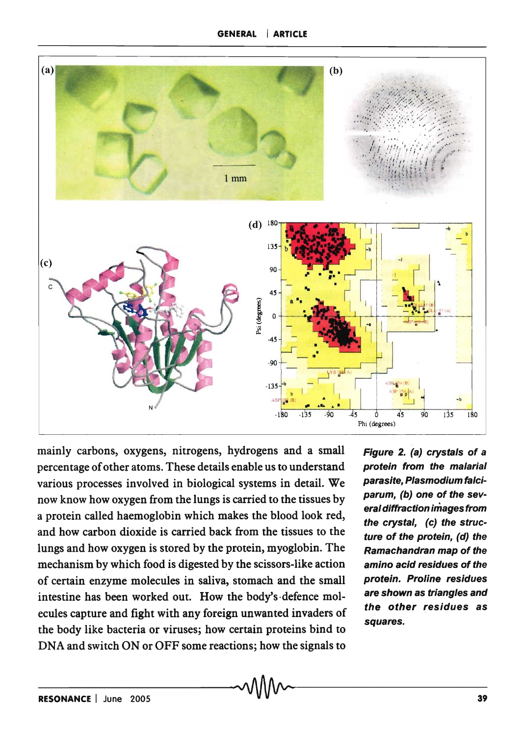mainly carbons, oxygens, nitrogens, hydrogens and a small percentage of other atoms. These details enable us to understand various processes involved in biological systems in detail. We now know how oxygen from the lungs is carried to the tissues by a protein called haemoglobin which makes the blood look red, and how carbon dioxide is carried back from the tissues to the lungs and how oxygen is stored by the protein, myoglobin. The mechanism by which food is digested by the scissors-like action of certain enzyme molecules in saliva, stomach and the small intestine has been worked out. How the body's defence molecules capture and fight with any foreign unwanted invaders of the body like bacteria or viruses; how certain proteins bind to DNA and switch ON or OFF some reactions; how the signals to

***Figure 2. (a) crystals of a protein from the malarial parasite, Plasmodium falciparum, (b) one of the several diffraction images from the crystal, (c) the structure of the protein, (d) the Ramachandran map of the amino acid residues of the protein. Proline residues are shown as triangles and the other residues as squares.***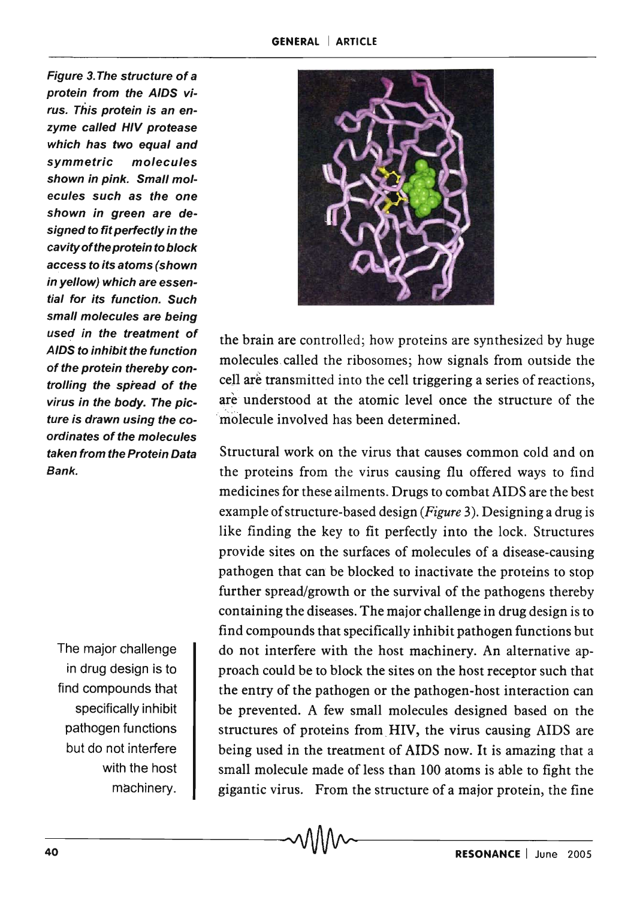*Figure 3. The structure of a protein from the AIDS virus. This protein is an enzyme called HIV protease which has two equal and symmetric molecules shown in pink. Small molecules such as the one shown in green are designed to fit perfectly in the cavity of the protein to block access to its atoms (shown in yellow) which are essential for its function. Such small molecules are being used in the treatment of AIDS to inhibit the function of the protein thereby controlling the spread of the virus in the body. The picture is drawn using the coordinates of the molecules taken from the Protein Data Bank.*

the brain are controlled; how proteins are synthesized by huge molecules called the ribosomes; how signals from outside the cell are transmitted into the cell triggering a series of reactions, are understood at the atomic level once the structure of the molecule involved has been determined.

Structural work on the virus that causes common cold and on the proteins from the virus causing flu offered ways to find medicines for these ailments. Drugs to combat AIDS are the best example of structure-based design (*Figure* 3). Designing a drug is like finding the key to fit perfectly into the lock. Structures provide sites on the surfaces of molecules of a disease-causing pathogen that can be blocked to inactivate the proteins to stop further spread/growth or the survival of the pathogens thereby containing the diseases. The major challenge in drug design is to find compounds that specifically inhibit pathogen functions but do not interfere with the host machinery. An alternative approach could be to block the sites on the host receptor such that the entry of the pathogen or the pathogen-host interaction can be prevented. A few small molecules designed based on the structures of proteins from HIV, the virus causing AIDS are being used in the treatment of AIDS now. It is amazing that a small molecule made of less than 100 atoms is able to fight the gigantic virus. From the structure of a major protein, the fine

> The major challenge in drug design is to find compounds that specifically inhibit pathogen functions but do not interfere with the host machinery.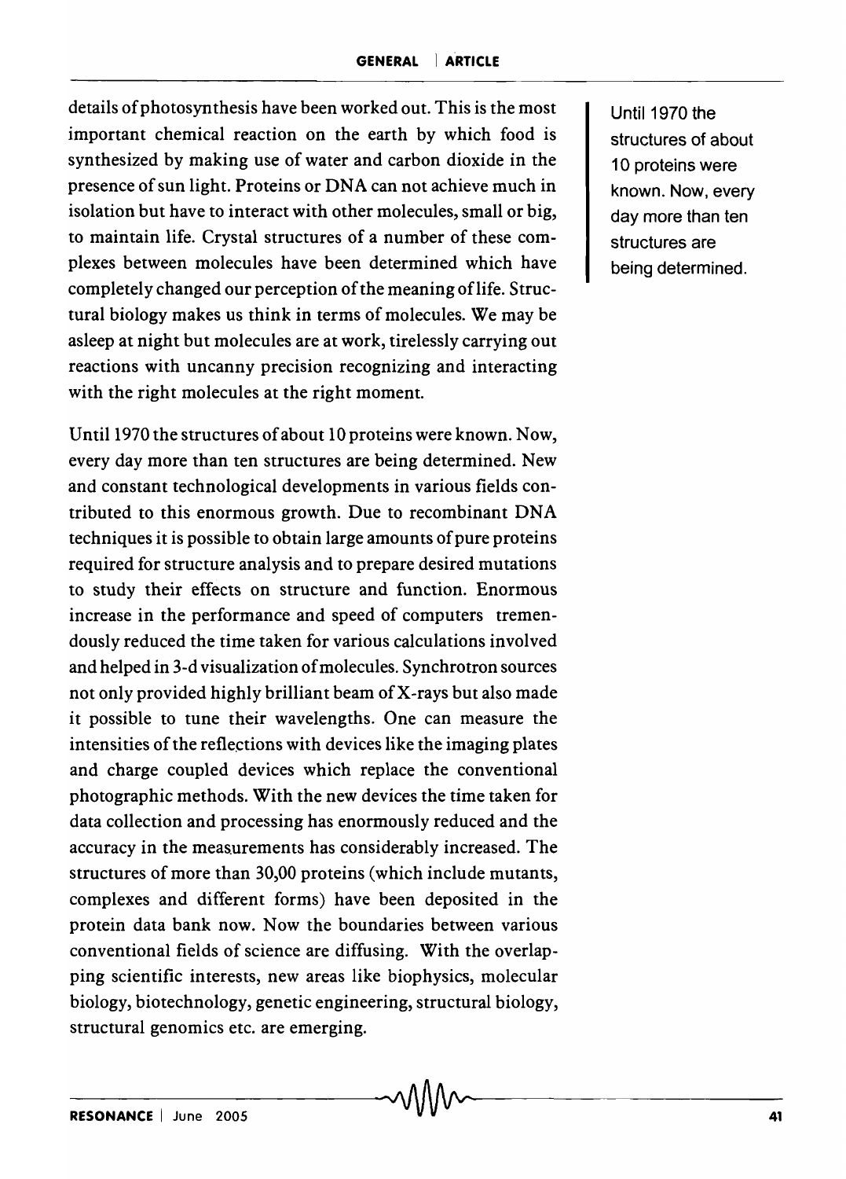details of photosynthesis have been worked out. This is the most important chemical reaction on the earth by which food is synthesized by making use of water and carbon dioxide in the presence of sun light. Proteins or DNA can not achieve much in isolation but have to interact with other molecules, small or big, to maintain life. Crystal structures of a number of these complexes between molecules have been determined which have completely changed our perception of the meaning of life. Structural biology makes us think in terms of molecules. We may be asleep at night but molecules are at work, tirelessly carrying out reactions with uncanny precision recognizing and interacting with the right molecules at the right moment.

Until 1970 the structures of about 10 proteins were known. Now, every day more than ten structures are being determined.

Until 1970 the structures of about 10 proteins were known. Now, every day more than ten structures are being determined. New and constant technological developments in various fields contributed to this enormous growth. Due to recombinant DNA techniques it is possible to obtain large amounts of pure proteins required for structure analysis and to prepare desired mutations to study their effects on structure and function. Enormous increase in the performance and speed of computers tremendously reduced the time taken for various calculations involved and helped in 3-d visualization of molecules. Synchrotron sources not only provided highly brilliant beam of X-rays but also made it possible to tune their wavelengths. One can measure the intensities of the reflections with devices like the imaging plates and charge coupled devices which replace the conventional photographic methods. With the new devices the time taken for data collection and processing has enormously reduced and the accuracy in the measurements has considerably increased. The structures of more than 30,00 proteins (which include mutants, complexes and different forms) have been deposited in the protein data bank now. Now the boundaries between various conventional fields of science are diffusing. With the overlapping scientific interests, new areas like biophysics, molecular biology, biotechnology, genetic engineering, structural biology, structural genomics etc. are emerging.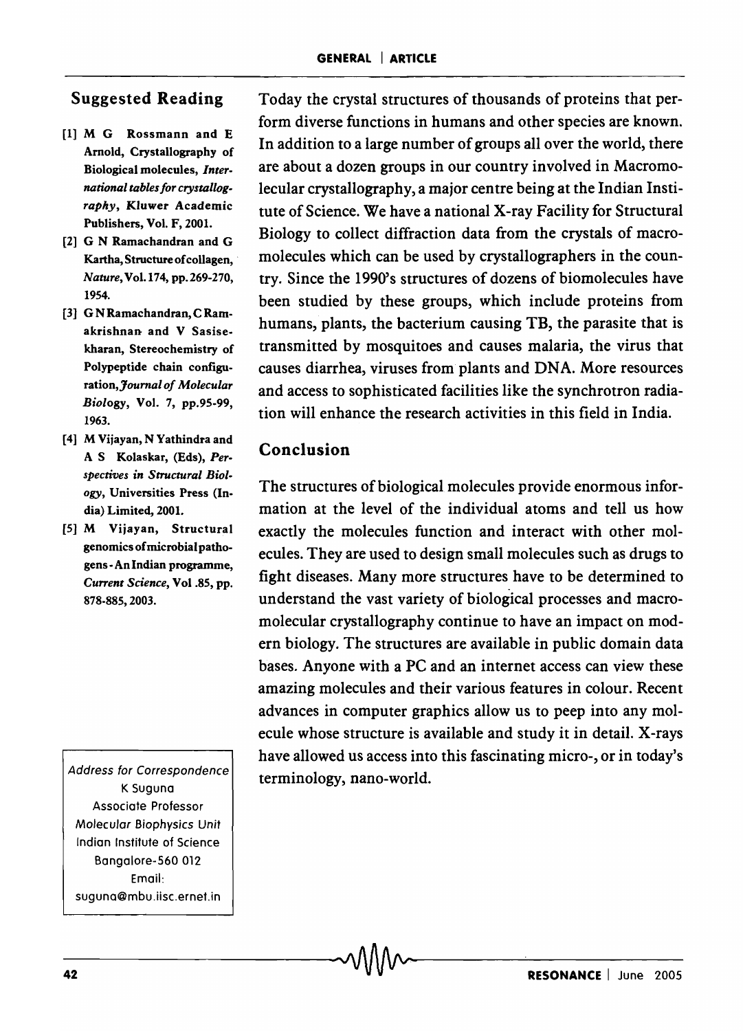Today the crystal structures of thousands of proteins that perform diverse functions in humans and other species are known. In addition to a large number of groups all over the world, there are about a dozen groups in our country involved in Macromolecular crystallography, a major centre being at the Indian Institute of Science. We have a national X-ray Facility for Structural Biology to collect diffraction data from the crystals of macromolecules which can be used by crystallographers in the country. Since the 1990's structures of dozens of biomolecules have been studied by these groups, which include proteins from humans, plants, the bacterium causing TB, the parasite that is transmitted by mosquitoes and causes malaria, the virus that causes diarrhea, viruses from plants and DNA. More resources and access to sophisticated facilities like the synchrotron radiation will enhance the research activities in this field in India.

## Conclusion

The structures of biological molecules provide enormous information at the level of the individual atoms and tell us how exactly the molecules function and interact with other molecules. They are used to design small molecules such as drugs to fight diseases. Many more structures have to be determined to understand the vast variety of biological processes and macromolecular crystallography continue to have an impact on modern biology. The structures are available in public domain data bases. Anyone with a PC and an internet access can view these amazing molecules and their various features in colour. Recent advances in computer graphics allow us to peep into any molecule whose structure is available and study it in detail. X-rays have allowed us access into this fascinating micro-, or in today's terminology, nano-world.

## Suggested Reading

[1] M G Rossmann and E Arnold, Crystallography of Biological molecules, *International tables for crystallography*, Kluwer Academic Publishers, Vol. F, 2001.

[2] G N Ramachandran and G Kartha, Structure of collagen, *Nature*, Vol. 174, pp. 269-270, 1954.

[3] G N Ramachandran, C Ramakrishnan and V Sasisekharan, Stereochemistry of Polypeptide chain configuration, *Journal of Molecular Biology*, Vol. 7, pp. 95-99, 1963.

[4] M Vijayan, N Yathindra and A S Kolaskar, (Eds), *Perspectives in Structural Biology*, Universities Press (India) Limited, 2001.

[5] M Vijayan, Structural genomics of microbial pathogens - An Indian programme, *Current Science*, Vol .85, pp. 878-885, 2003.

Address for Correspondence
K Suguna
Associate Professor
Molecular Biophysics Unit
Indian Institute of Science
Bangalore-560 012
Email:
suguna@mbu.iisc.ernet.in